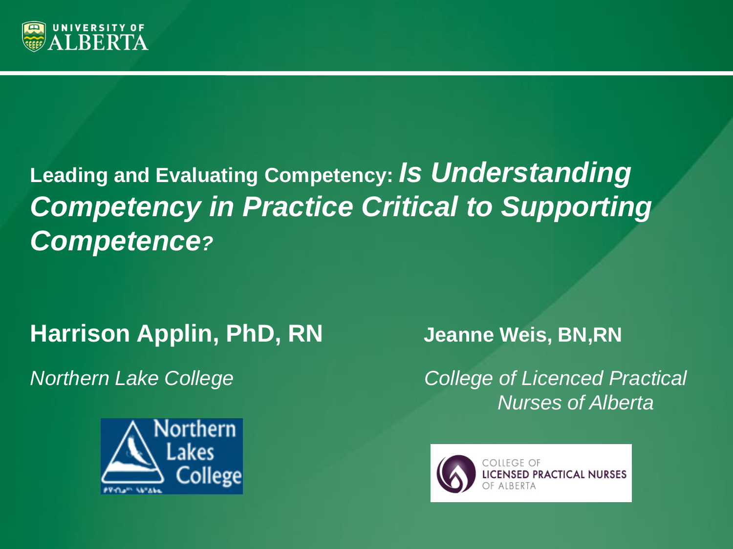UNIVERSITY OF ALBERTA

# Leading and Evaluating Competency: *Is Understanding Competency in Practice Critical to Supporting Competence?*

**Harrison Applin, PhD, RN**

*Northern Lake College*

Northern Lakes College

**Jeanne Weis, BN,RN**

*College of Licenced Practical Nurses of Alberta*

COLLEGE OF LICENSED PRACTICAL NURSES OF ALBERTA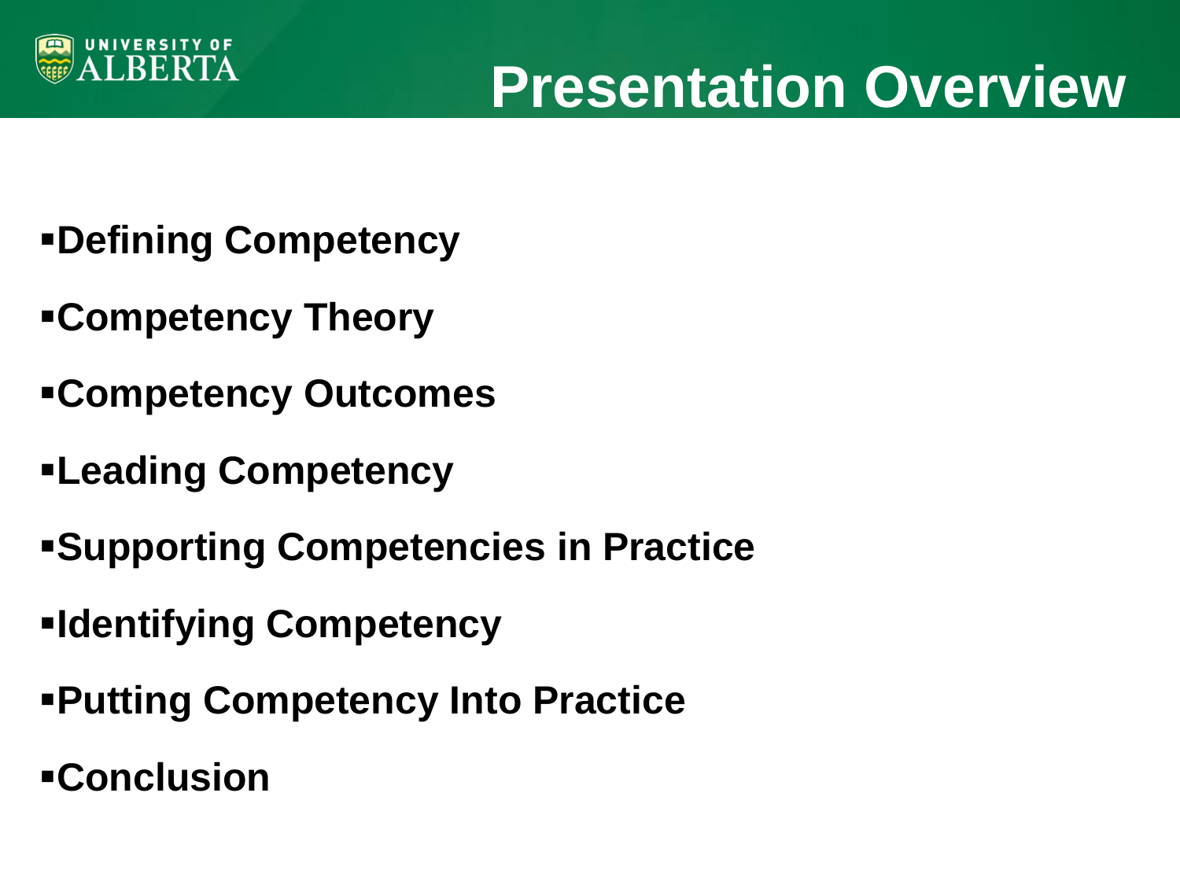# Presentation Overview

- **Defining Competency**
- **Competency Theory**
- **Competency Outcomes**
- **Leading Competency**
- **Supporting Competencies in Practice**
- **Identifying Competency**
- **Putting Competency Into Practice**
- **Conclusion**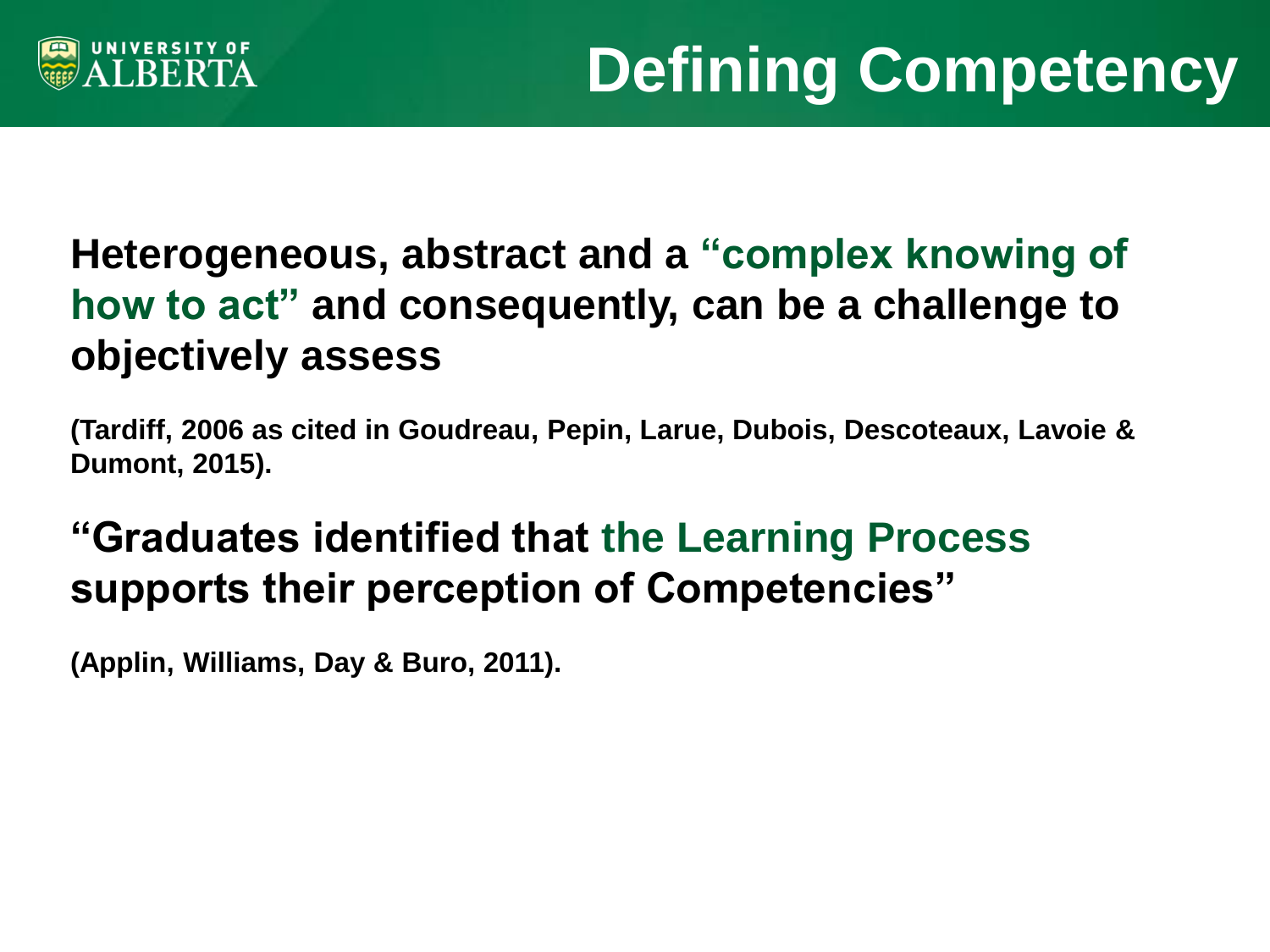# Defining Competency

**Heterogeneous, abstract and a "complex knowing of how to act" and consequently, can be a challenge to objectively assess**

**(Tardiff, 2006 as cited in Goudreau, Pepin, Larue, Dubois, Descoteaux, Lavoie & Dumont, 2015).**

**"Graduates identified that the Learning Process supports their perception of Competencies"**

**(Applin, Williams, Day & Buro, 2011).**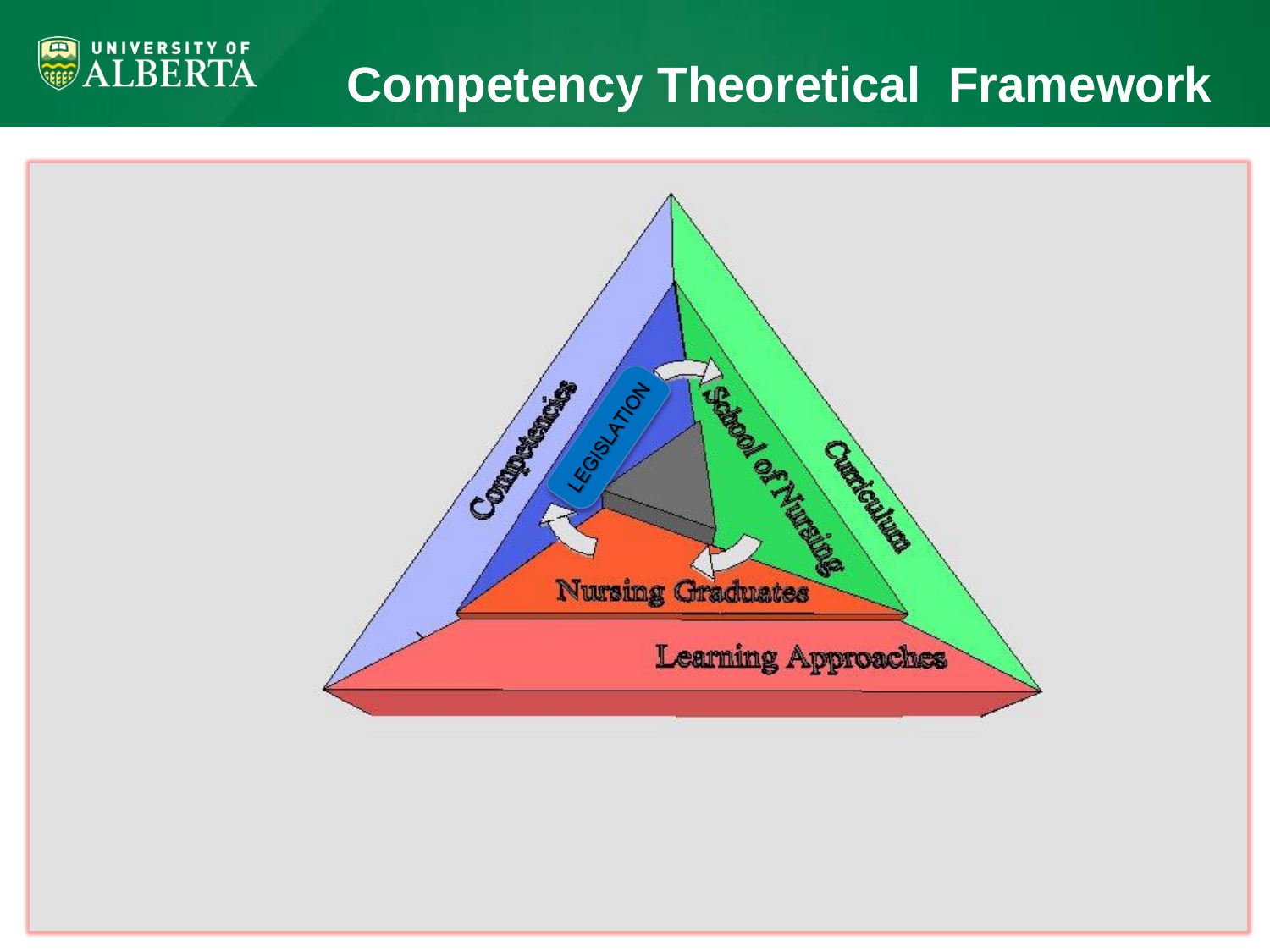# Competency Theoretical Framework

Competencies

LEGISLATION

School of Nursing

Curriculum

Nursing Graduates

Learning Approaches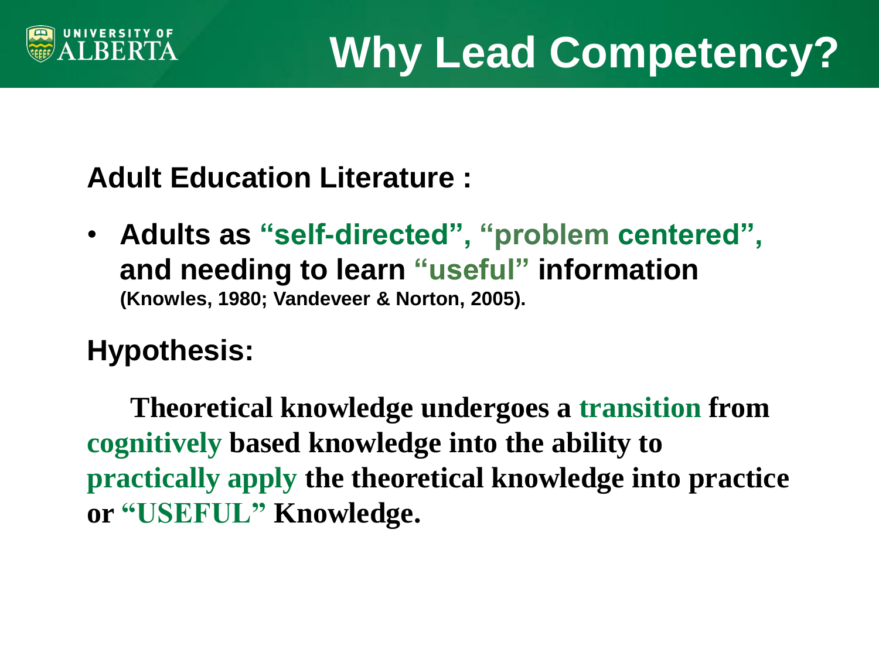# Why Lead Competency?

**Adult Education Literature :**

- **Adults as "self-directed", "problem centered", and needing to learn "useful" information** **(Knowles, 1980; Vandeveer & Norton, 2005).**

**Hypothesis:**

**Theoretical knowledge undergoes a transition from cognitively based knowledge into the ability to practically apply the theoretical knowledge into practice or "USEFUL" Knowledge.**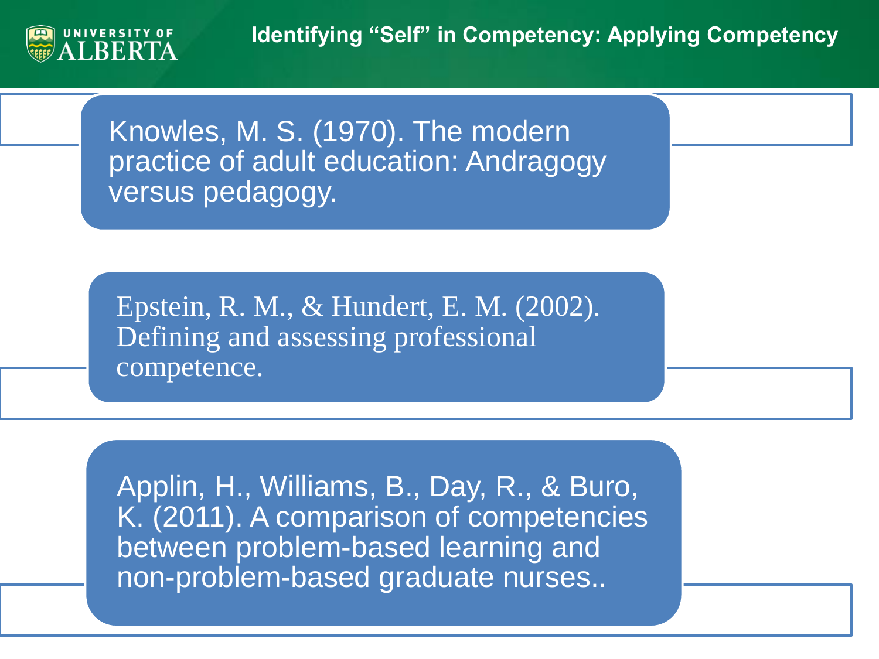# Identifying "Self" in Competency: Applying Competency

Knowles, M. S. (1970). The modern practice of adult education: Andragogy versus pedagogy.

Epstein, R. M., & Hundert, E. M. (2002). Defining and assessing professional competence.

Applin, H., Williams, B., Day, R., & Buro, K. (2011). A comparison of competencies between problem-based learning and non-problem-based graduate nurses..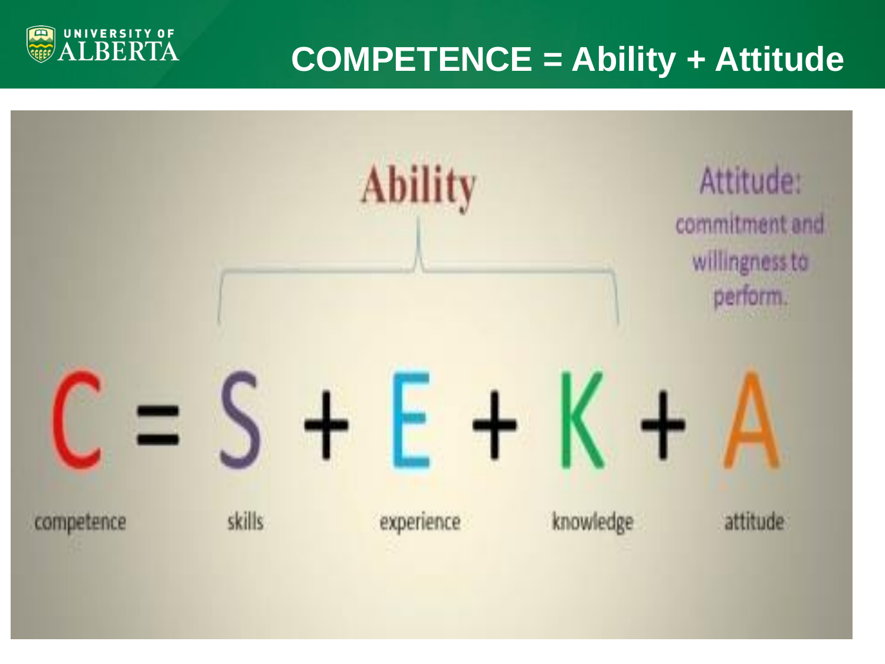# COMPETENCE = Ability + Attitude

Ability

Attitude: commitment and willingness to perform.

C = S + E + K + A

competence | skills | experience | knowledge | attitude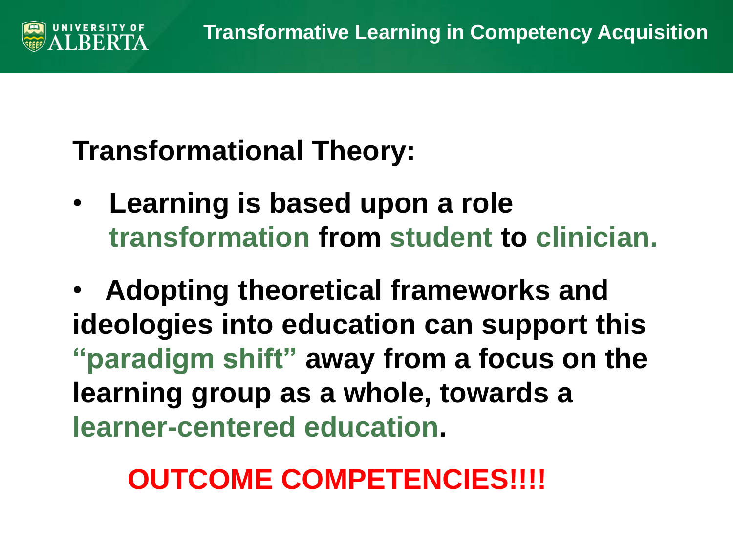## Transformational Theory:

- **Learning is based upon a role transformation from student to clinician.**

- **Adopting theoretical frameworks and ideologies into education can support this "paradigm shift" away from a focus on the learning group as a whole, towards a learner-centered education.**

**OUTCOME COMPETENCIES!!!!**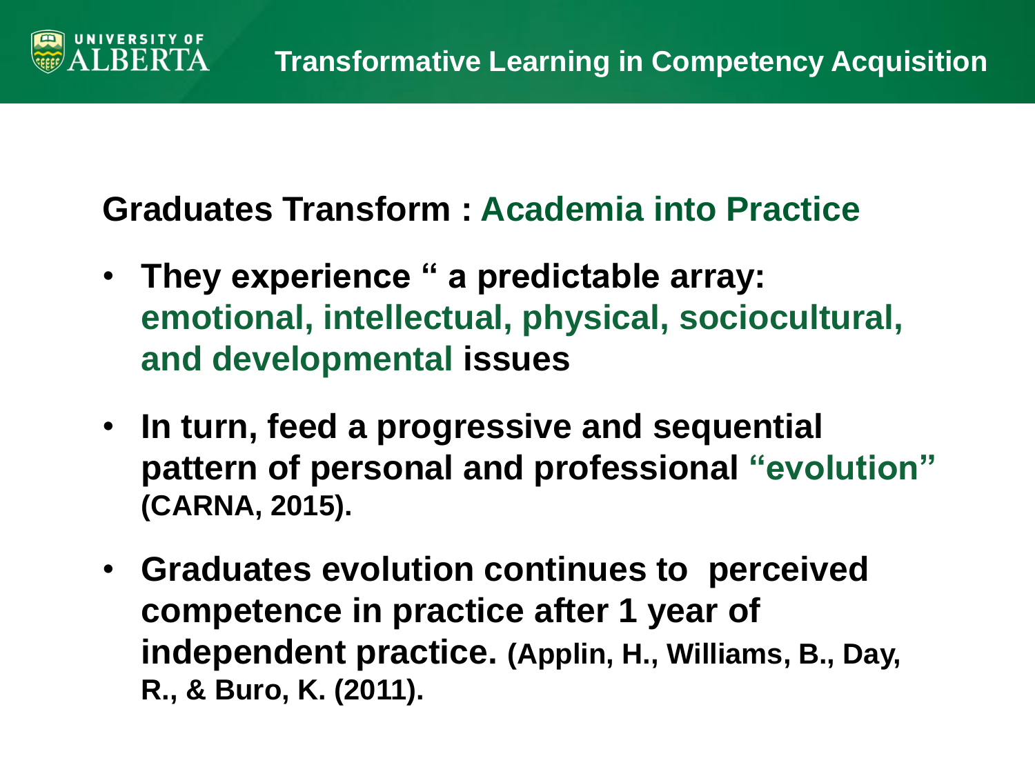## Transformative Learning in Competency Acquisition

### Graduates Transform : Academia into Practice

- **They experience " a predictable array: emotional, intellectual, physical, sociocultural, and developmental issues**
- **In turn, feed a progressive and sequential pattern of personal and professional "evolution" (CARNA, 2015).**
- **Graduates evolution continues to perceived competence in practice after 1 year of independent practice. (Applin, H., Williams, B., Day, R., & Buro, K. (2011).**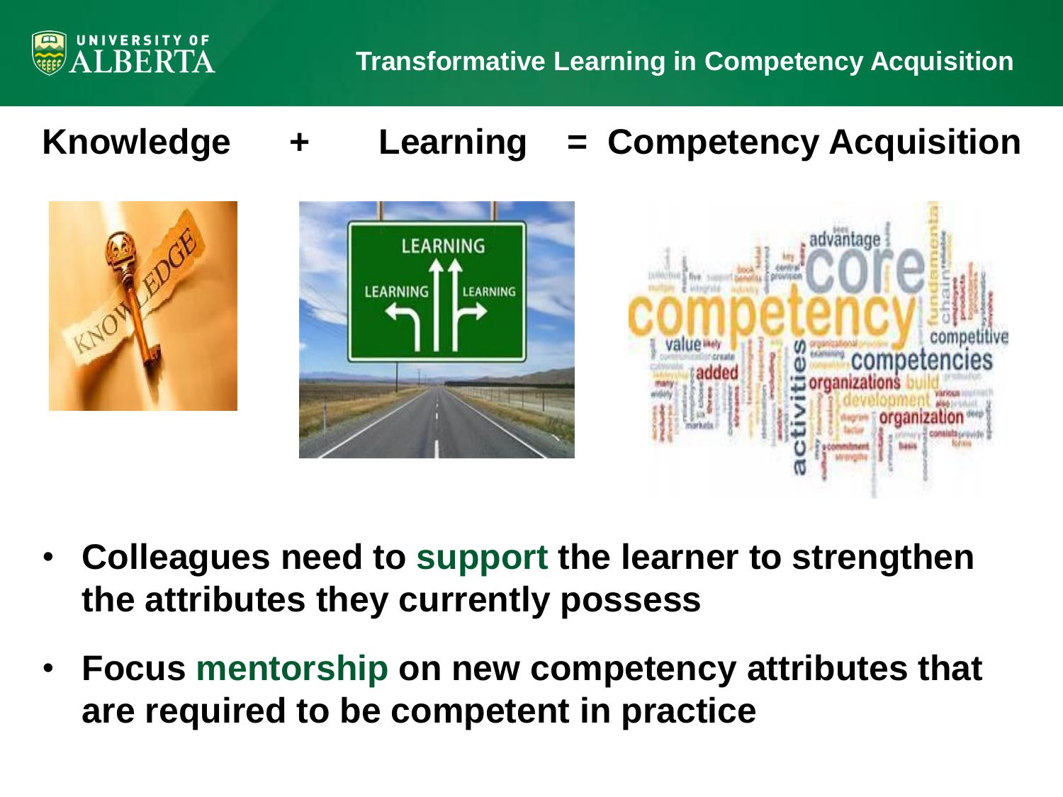# Transformative Learning in Competency Acquisition

## Knowledge + Learning = Competency Acquisition

- **Colleagues need to support the learner to strengthen the attributes they currently possess**
- **Focus mentorship on new competency attributes that are required to be competent in practice**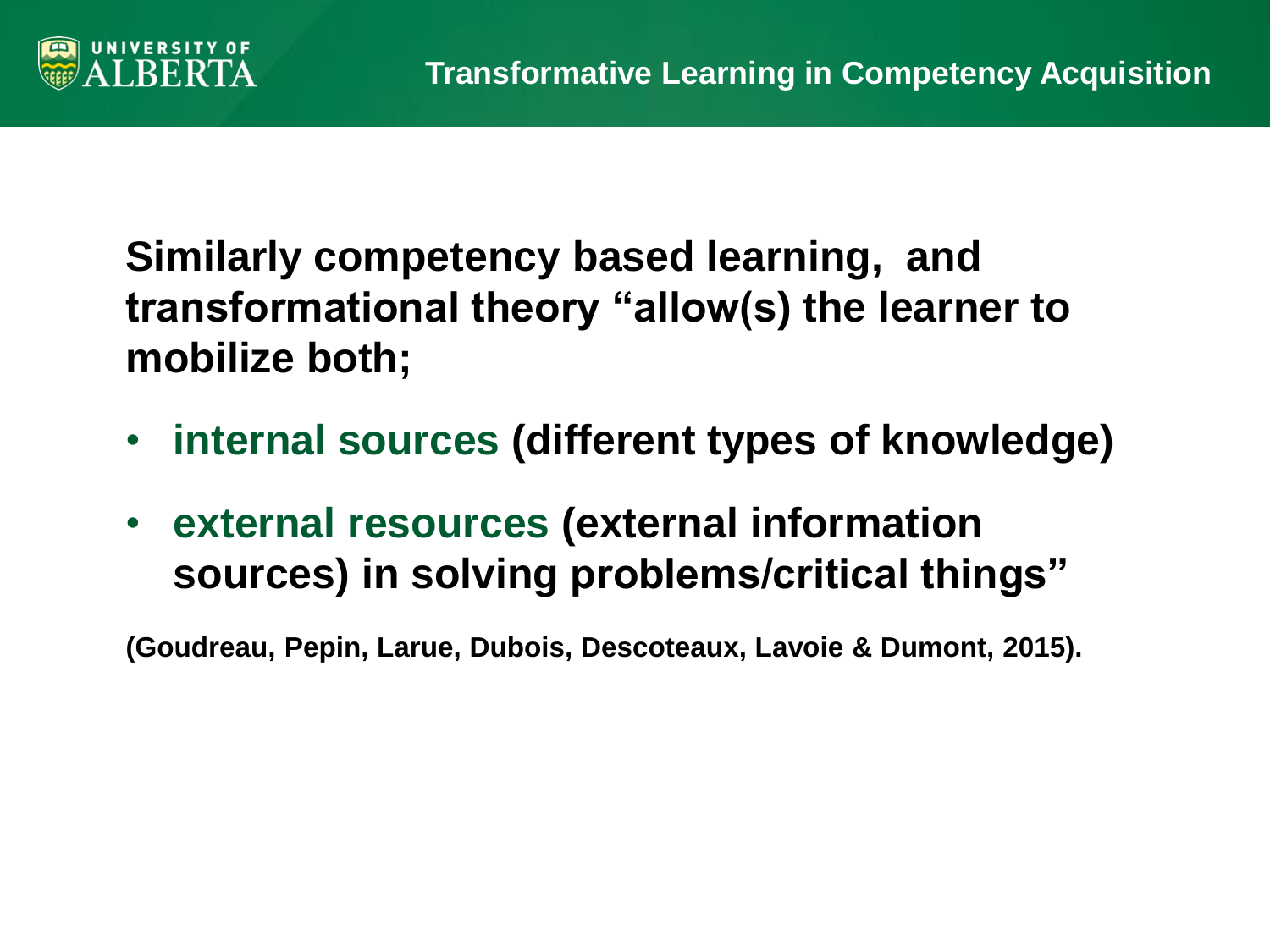## Transformative Learning in Competency Acquisition

**Similarly competency based learning, and transformational theory "allow(s) the learner to mobilize both;**

- **internal sources (different types of knowledge)**
- **external resources (external information sources) in solving problems/critical things"**

**(Goudreau, Pepin, Larue, Dubois, Descoteaux, Lavoie & Dumont, 2015).**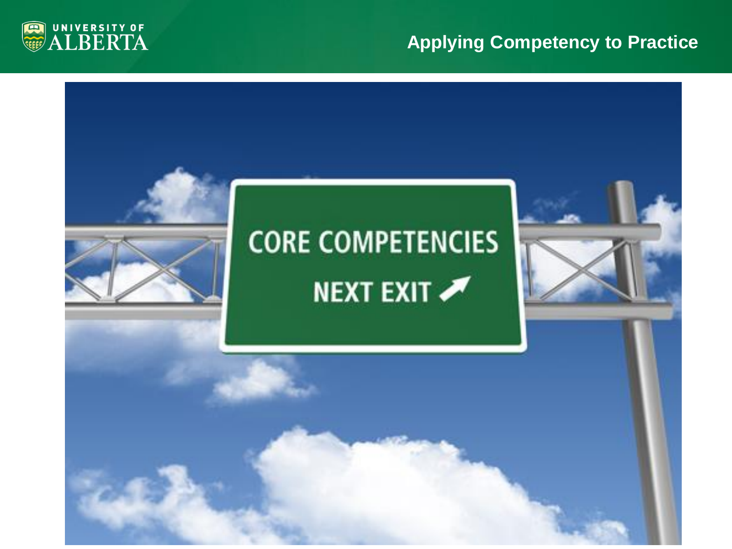# Applying Competency to Practice

CORE COMPETENCIES

NEXT EXIT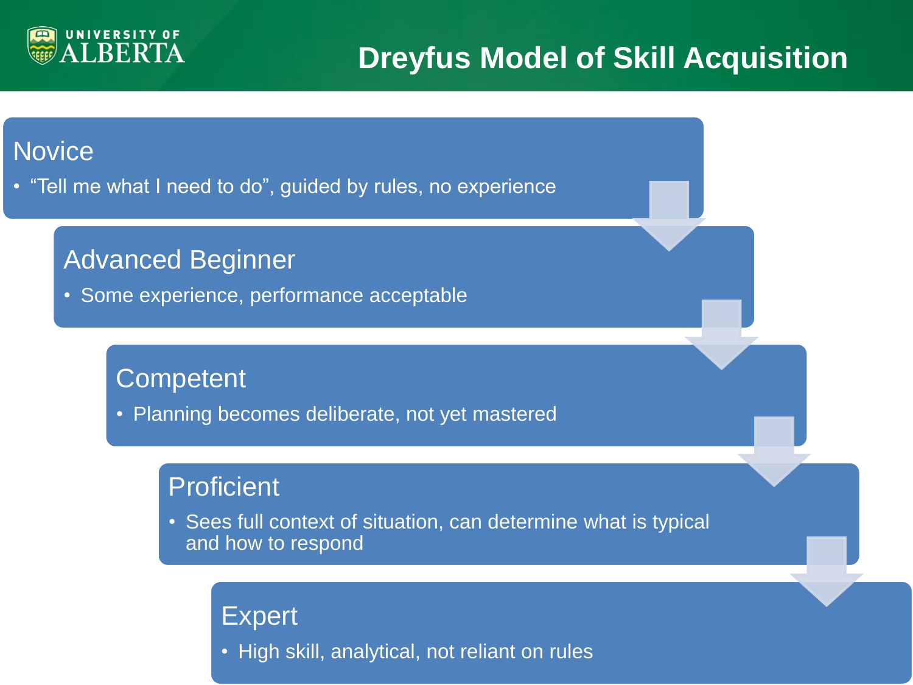# Dreyfus Model of Skill Acquisition

## Novice

- “Tell me what I need to do”, guided by rules, no experience

## Advanced Beginner

- Some experience, performance acceptable

## Competent

- Planning becomes deliberate, not yet mastered

## Proficient

- Sees full context of situation, can determine what is typical and how to respond

## Expert

- High skill, analytical, not reliant on rules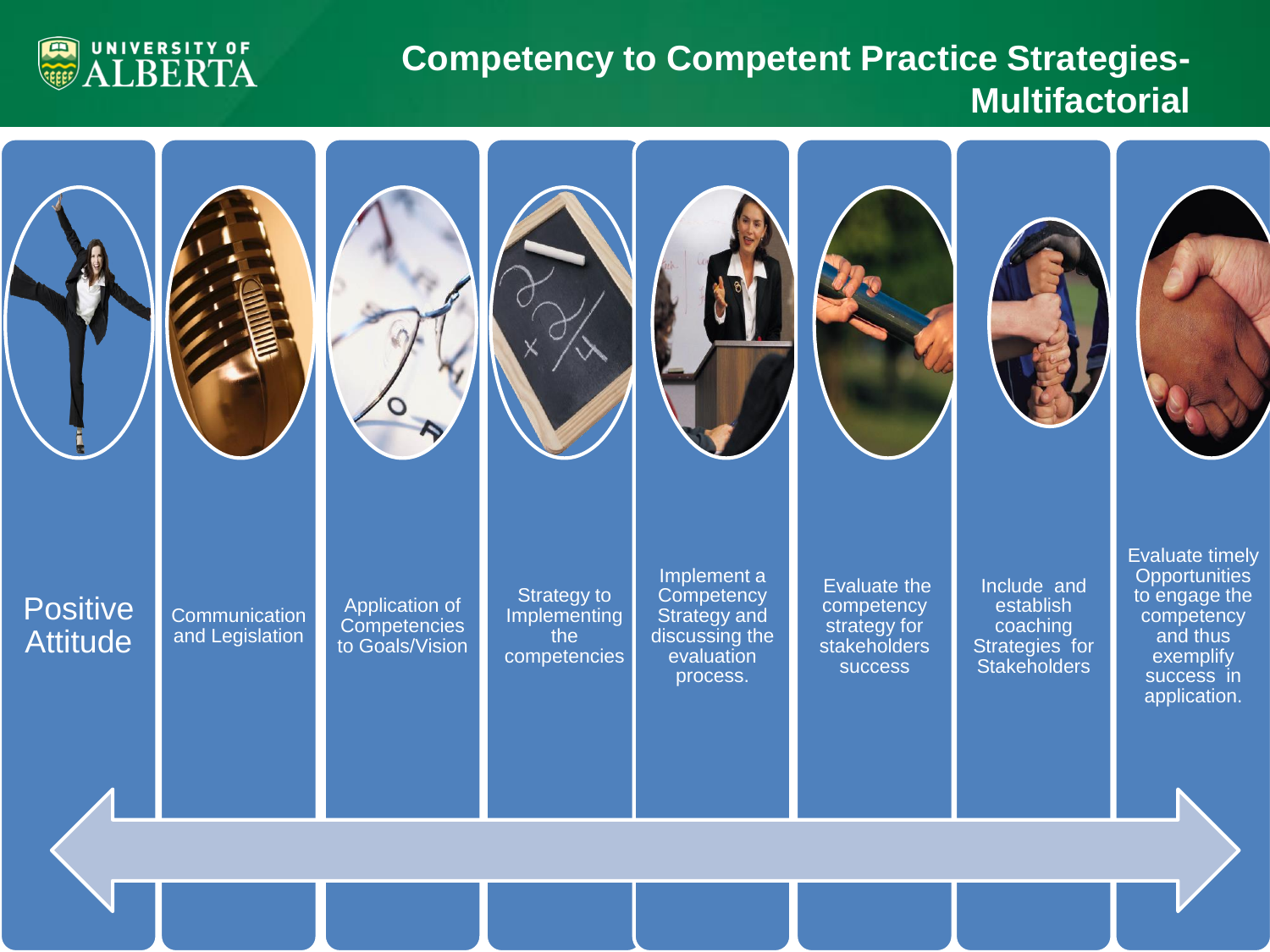# Competency to Competent Practice Strategies- Multifactorial

- Positive Attitude
- Communication and Legislation
- Application of Competencies to Goals/Vision
- Strategy to Implementing the competencies
- Implement a Competency Strategy and discussing the evaluation process.
- Evaluate the competency strategy for stakeholders success
- Include and establish coaching Strategies for Stakeholders
- Evaluate timely Opportunities to engage the competency and thus exemplify success in application.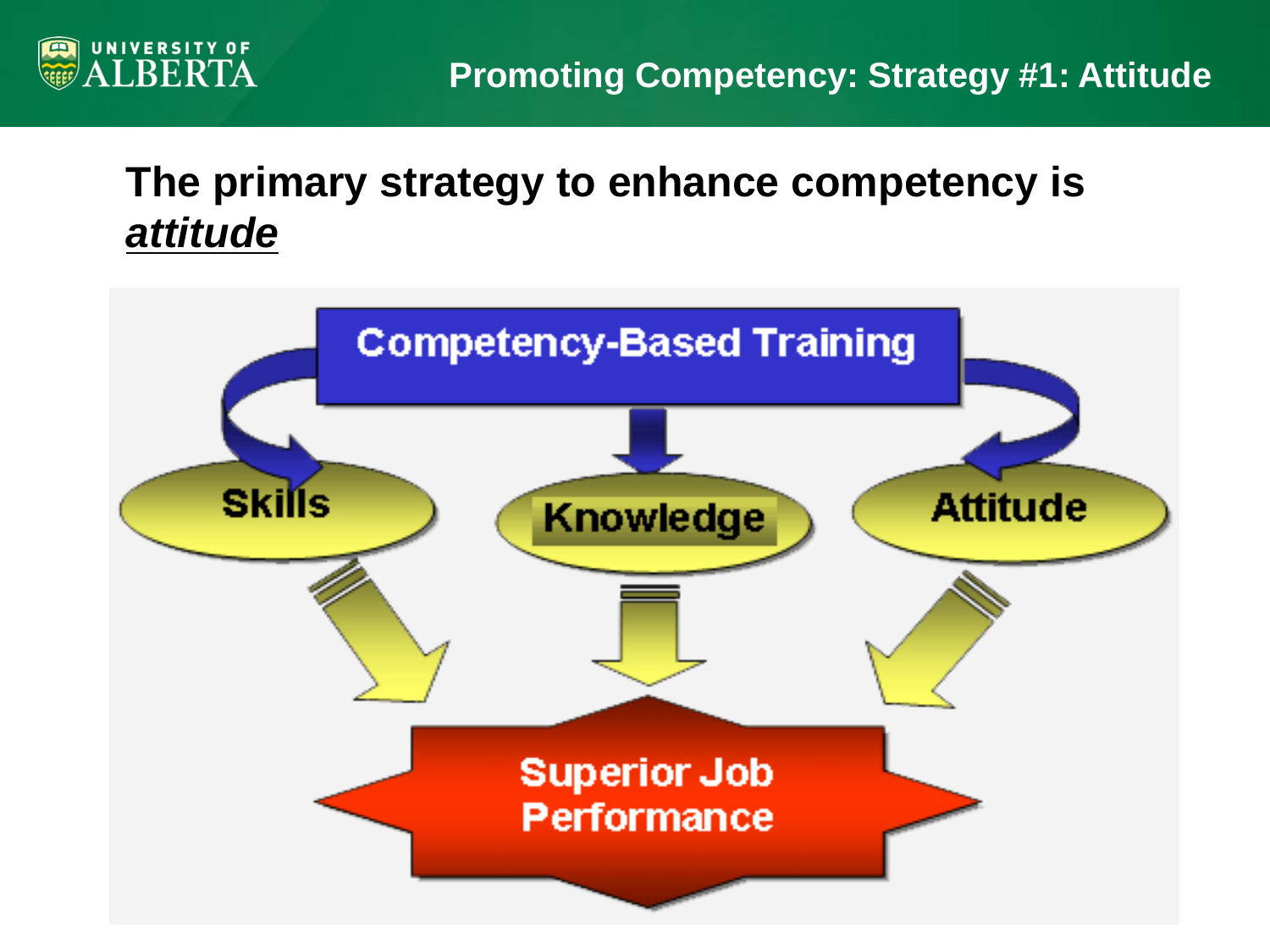# Promoting Competency: Strategy #1: Attitude

**The primary strategy to enhance competency is *attitude***

Competency-Based Training

Skills

Knowledge

Attitude

Superior Job Performance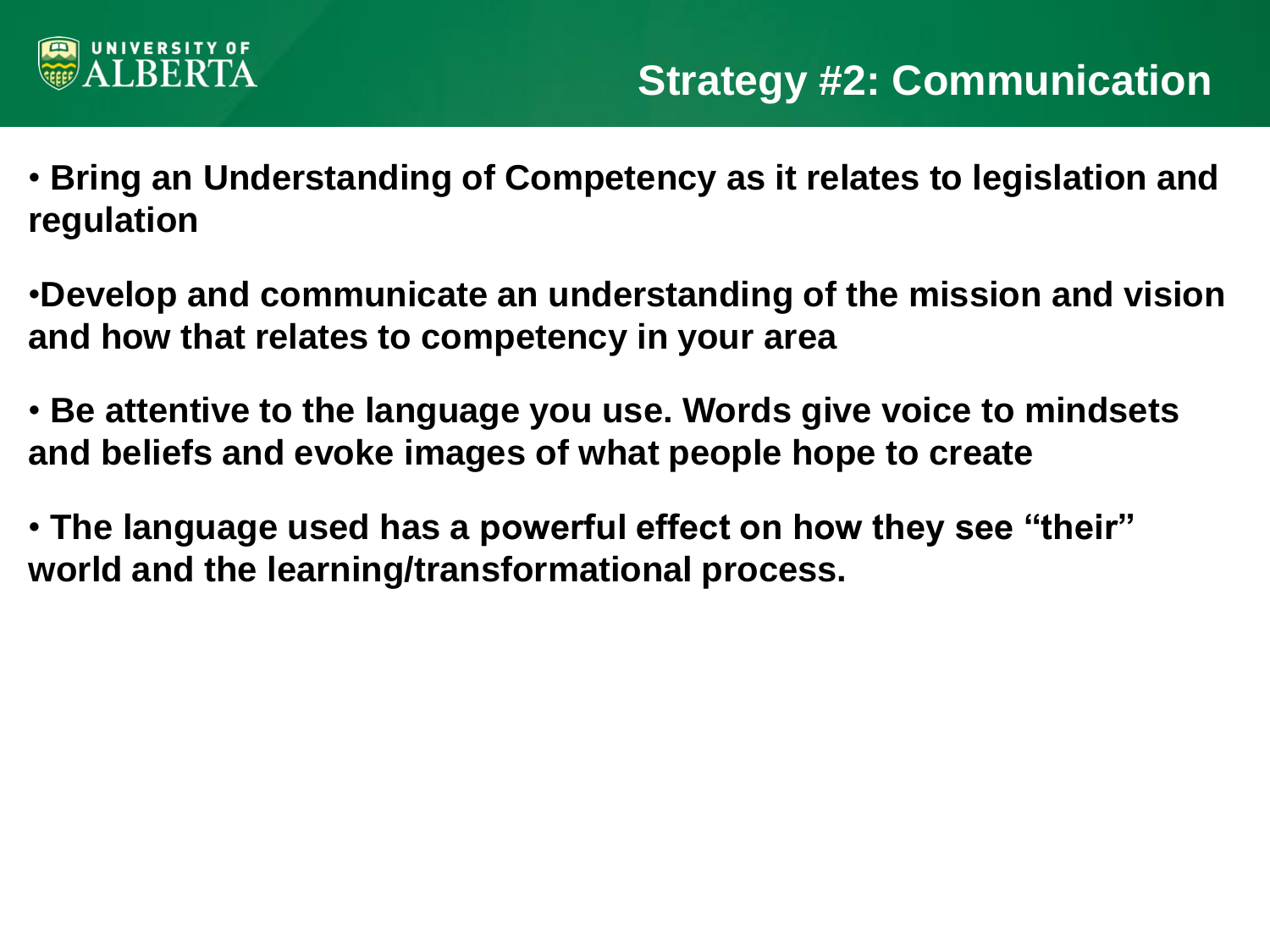# Strategy #2: Communication

- **Bring an Understanding of Competency as it relates to legislation and regulation**
- **Develop and communicate an understanding of the mission and vision and how that relates to competency in your area**
- **Be attentive to the language you use. Words give voice to mindsets and beliefs and evoke images of what people hope to create**
- **The language used has a powerful effect on how they see "their" world and the learning/transformational process.**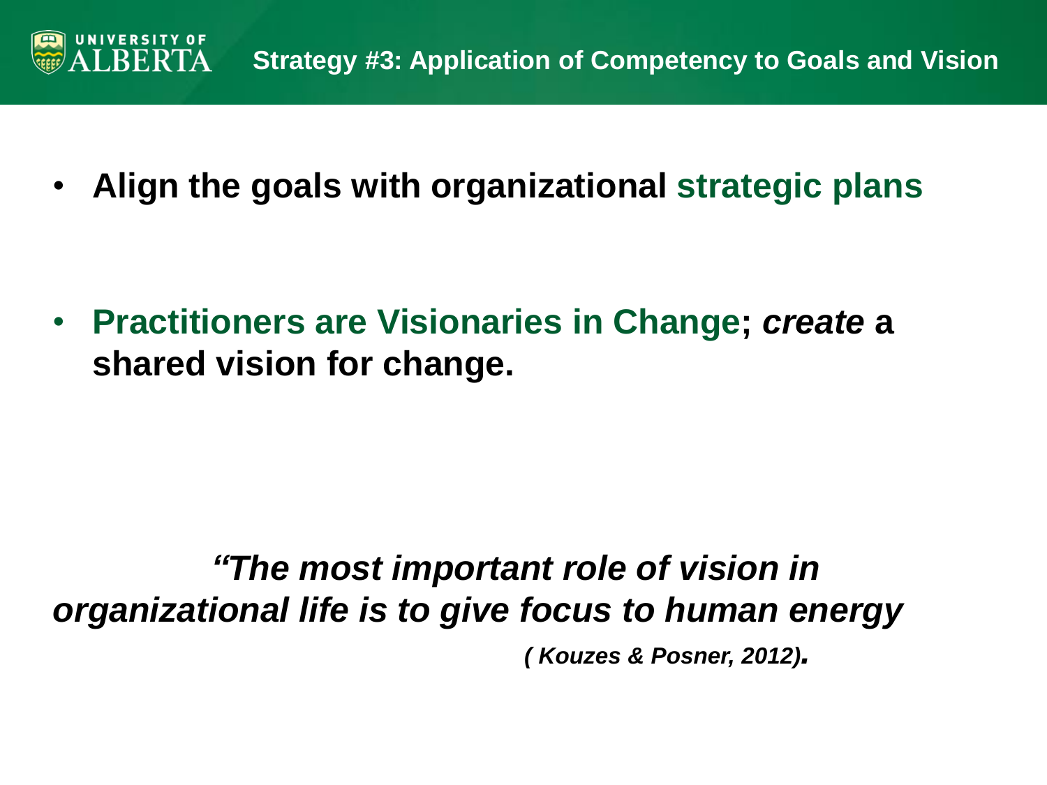## Strategy #3: Application of Competency to Goals and Vision

- **Align the goals with organizational strategic plans**

- **Practitioners are Visionaries in Change; *create* a shared vision for change.**

***"The most important role of vision in organizational life is to give focus to human energy***

***( Kouzes & Posner, 2012).***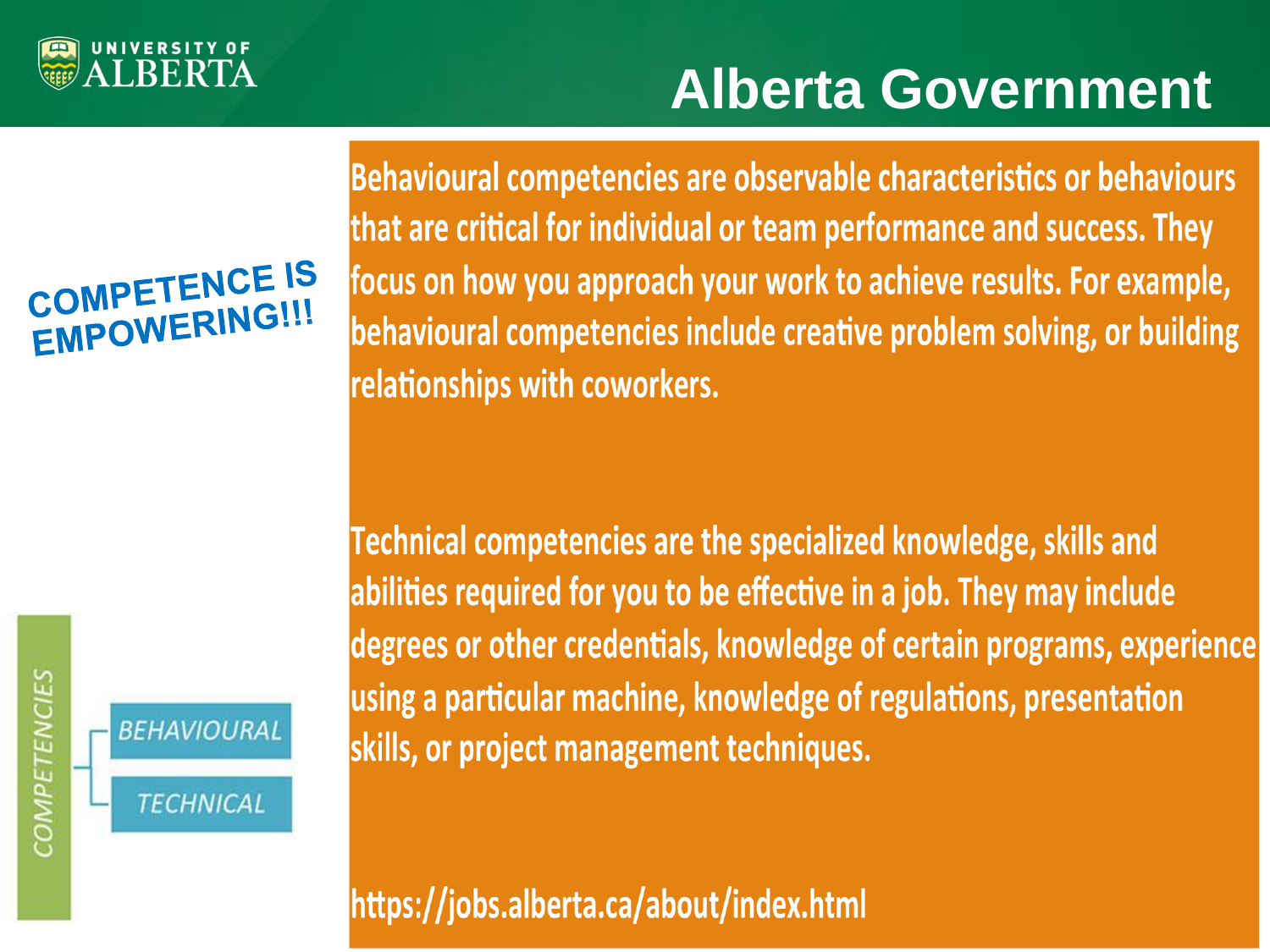# Alberta Government

**COMPETENCE IS EMPOWERING!!!**

Behavioural competencies are observable characteristics or behaviours that are critical for individual or team performance and success. They focus on how you approach your work to achieve results. For example, behavioural competencies include creative problem solving, or building relationships with coworkers.

Technical competencies are the specialized knowledge, skills and abilities required for you to be effective in a job. They may include degrees or other credentials, knowledge of certain programs, experience using a particular machine, knowledge of regulations, presentation skills, or project management techniques.

https://jobs.alberta.ca/about/index.html

- COMPETENCIES
  - BEHAVIOURAL
  - TECHNICAL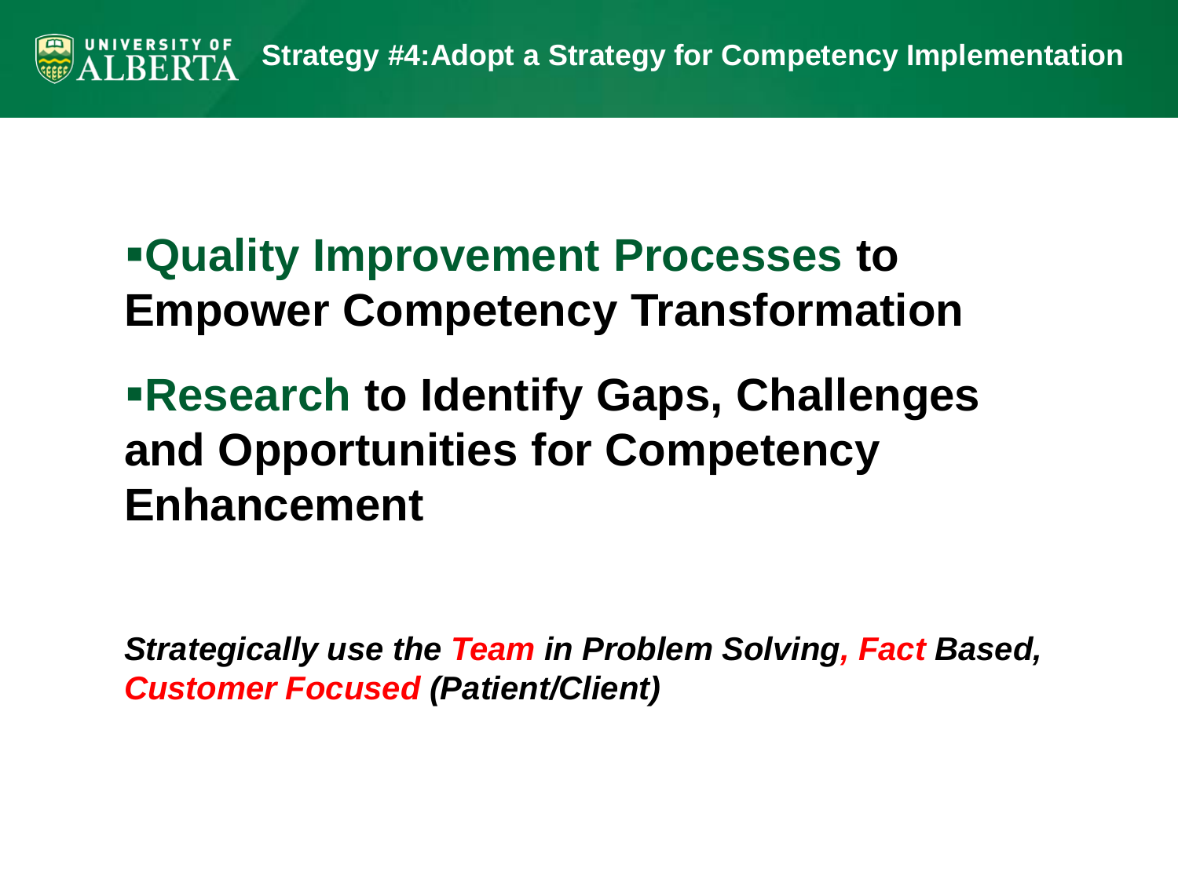# Strategy #4: Adopt a Strategy for Competency Implementation

- **Quality Improvement Processes to Empower Competency Transformation**
- **Research to Identify Gaps, Challenges and Opportunities for Competency Enhancement**

***Strategically use the Team in Problem Solving, Fact Based, Customer Focused (Patient/Client)***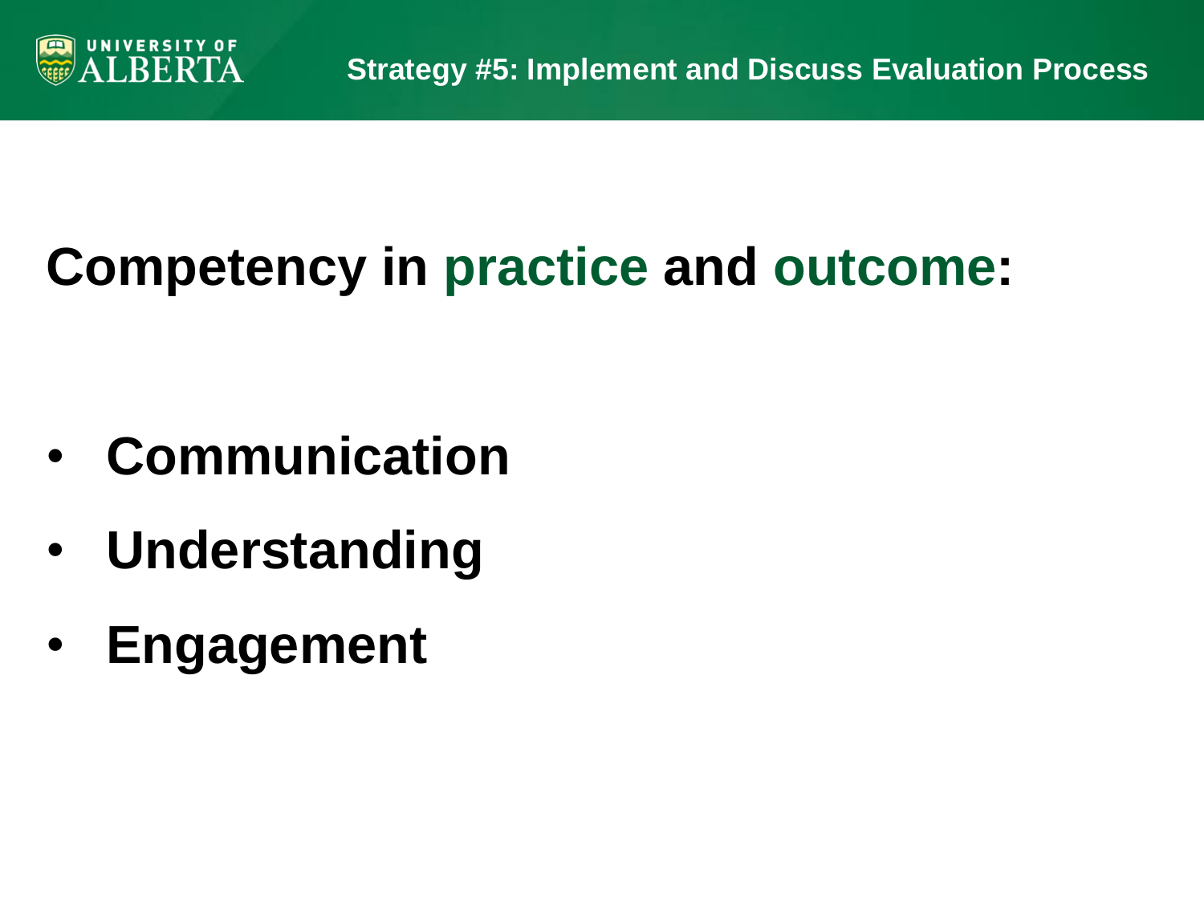## Strategy #5: Implement and Discuss Evaluation Process

**Competency in practice and outcome:**

- **Communication**
- **Understanding**
- **Engagement**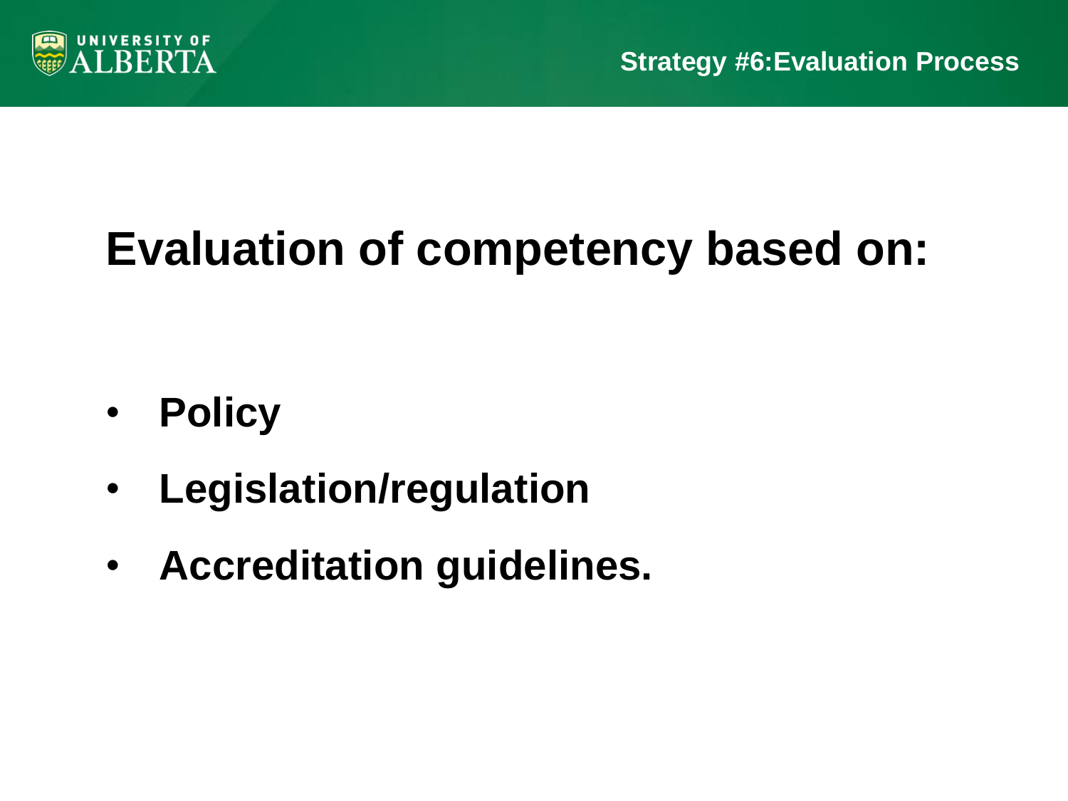## Strategy #6:Evaluation Process

# Evaluation of competency based on:

- **Policy**
- **Legislation/regulation**
- **Accreditation guidelines.**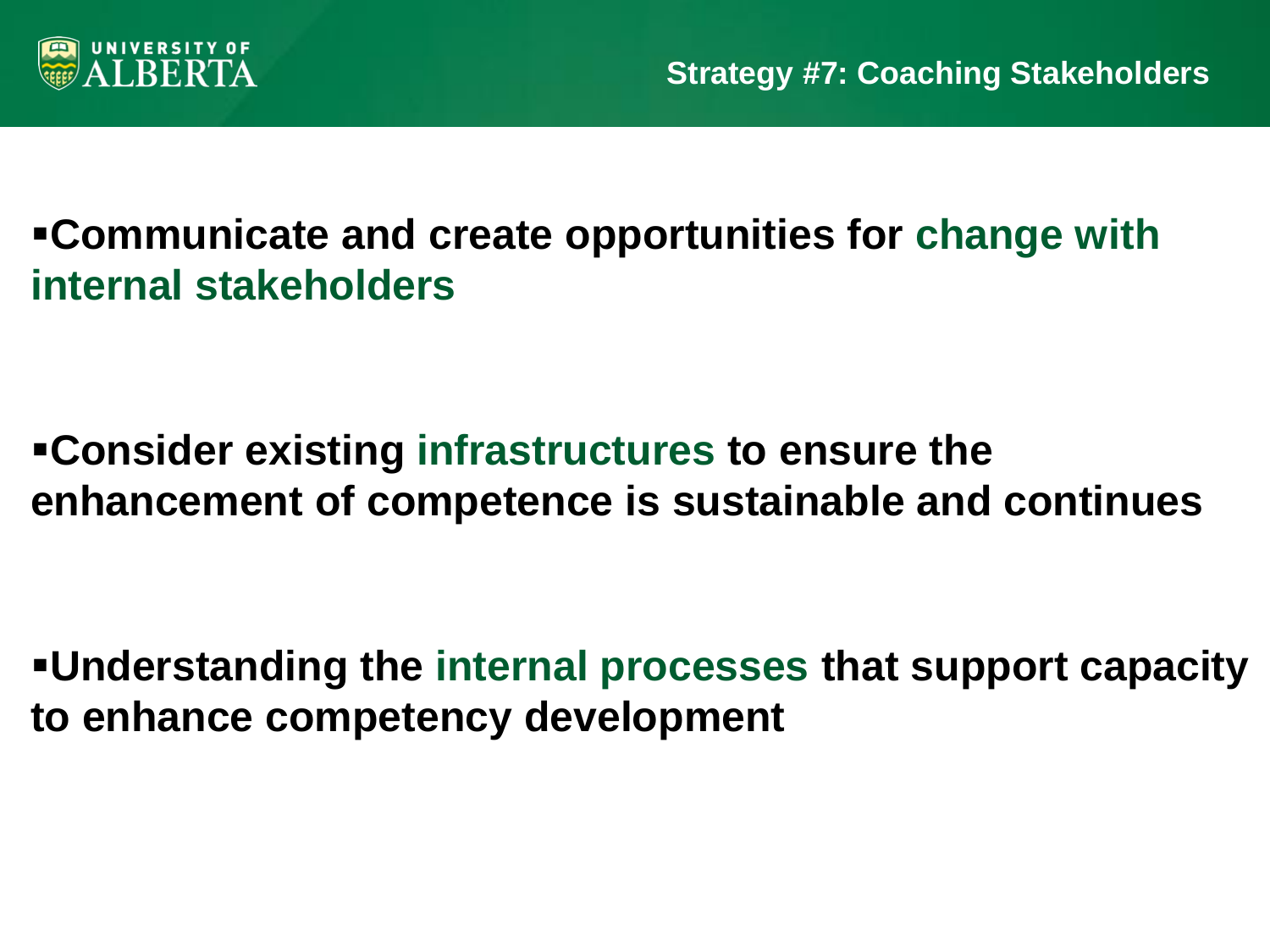## Strategy #7: Coaching Stakeholders

- **Communicate and create opportunities for change with internal stakeholders**

- **Consider existing infrastructures to ensure the enhancement of competence is sustainable and continues**

- **Understanding the internal processes that support capacity to enhance competency development**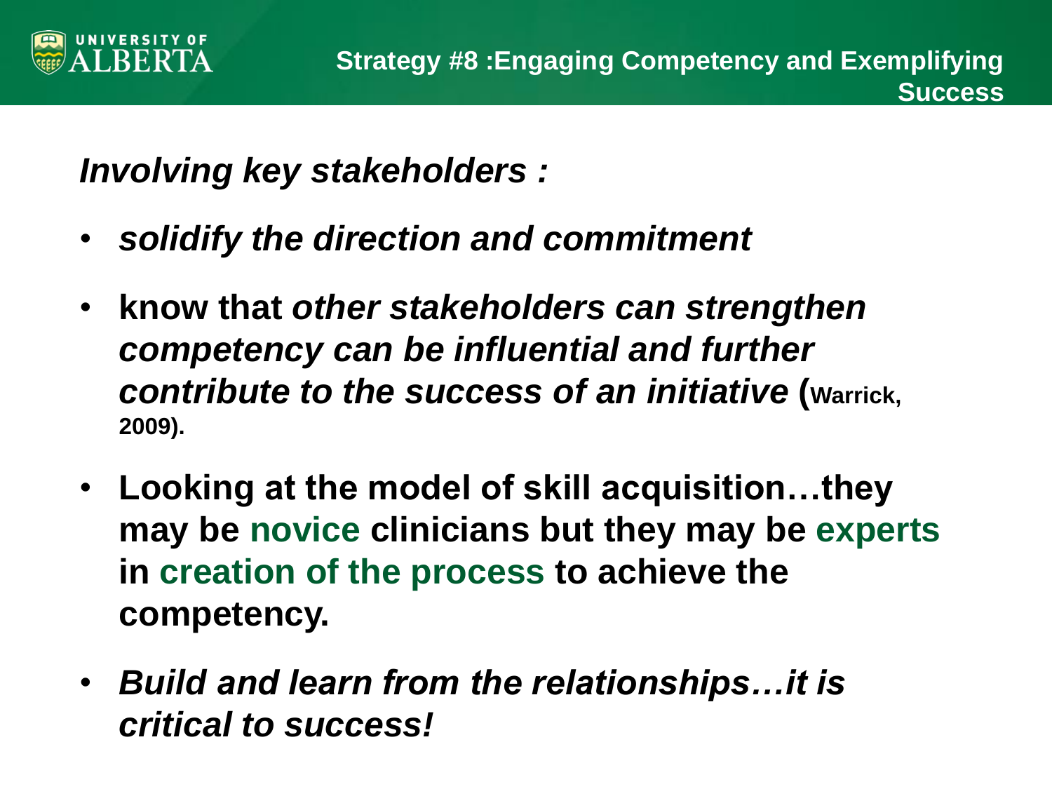## Strategy #8 :Engaging Competency and Exemplifying Success

***Involving key stakeholders :***

- ***solidify the direction and commitment***
- **know that *other stakeholders can strengthen competency can be influential and further contribute to the success of an initiative* (Warrick, 2009).**
- **Looking at the model of skill acquisition…they may be novice clinicians but they may be experts in creation of the process to achieve the competency.**
- ***Build and learn from the relationships…it is critical to success!***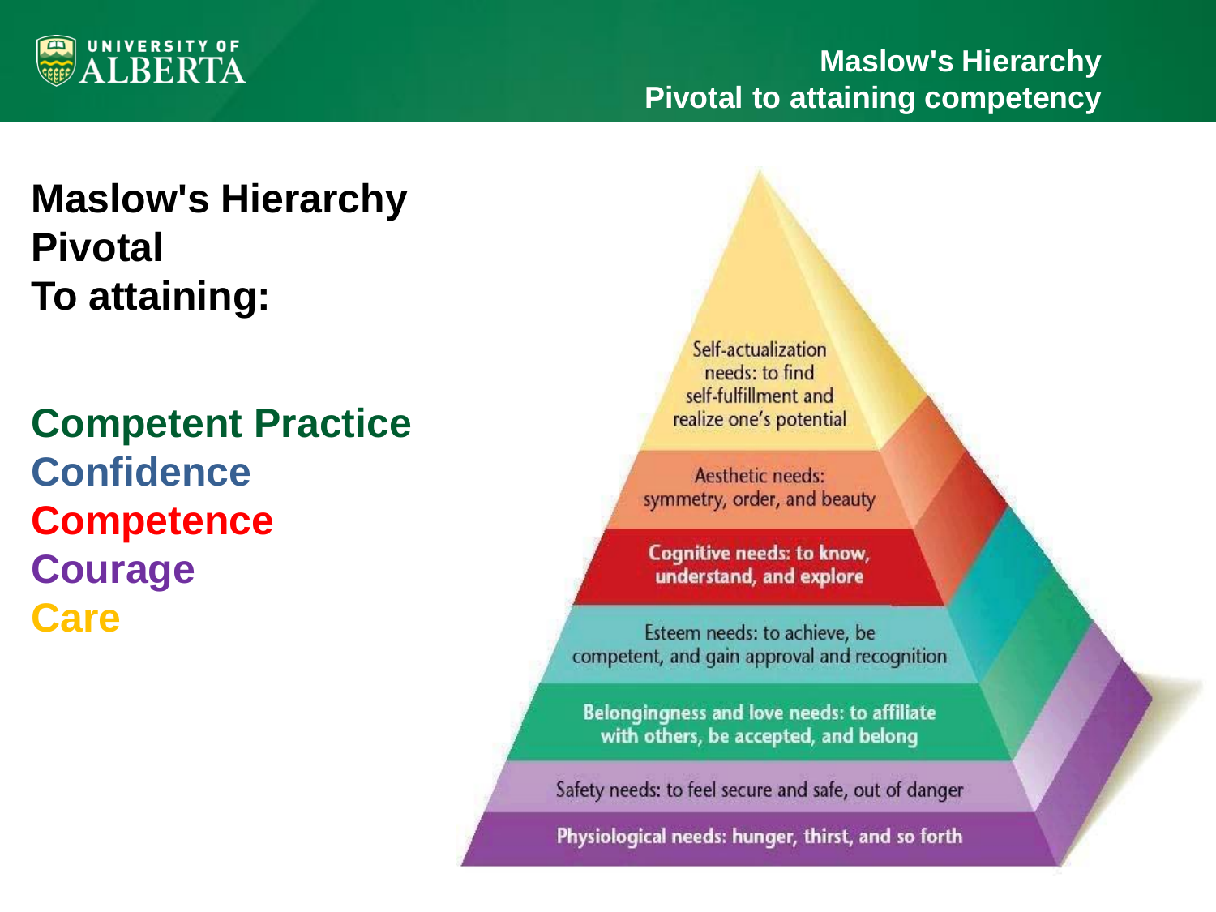# Maslow's Hierarchy Pivotal to attaining competency

**Maslow's Hierarchy Pivotal To attaining:**

**Competent Practice**
**Confidence**
**Competence**
**Courage**
**Care**

Self-actualization needs: to find self-fulfillment and realize one's potential

Aesthetic needs: symmetry, order, and beauty

Cognitive needs: to know, understand, and explore

Esteem needs: to achieve, be competent, and gain approval and recognition

Belongingness and love needs: to affiliate with others, be accepted, and belong

Safety needs: to feel secure and safe, out of danger

Physiological needs: hunger, thirst, and so forth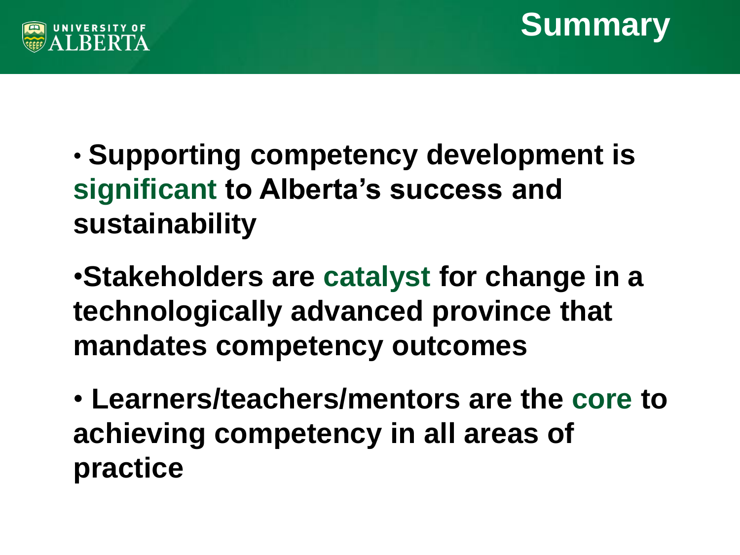# Summary

- **Supporting competency development is significant to Alberta's success and sustainability**
- **Stakeholders are catalyst for change in a technologically advanced province that mandates competency outcomes**
- **Learners/teachers/mentors are the core to achieving competency in all areas of practice**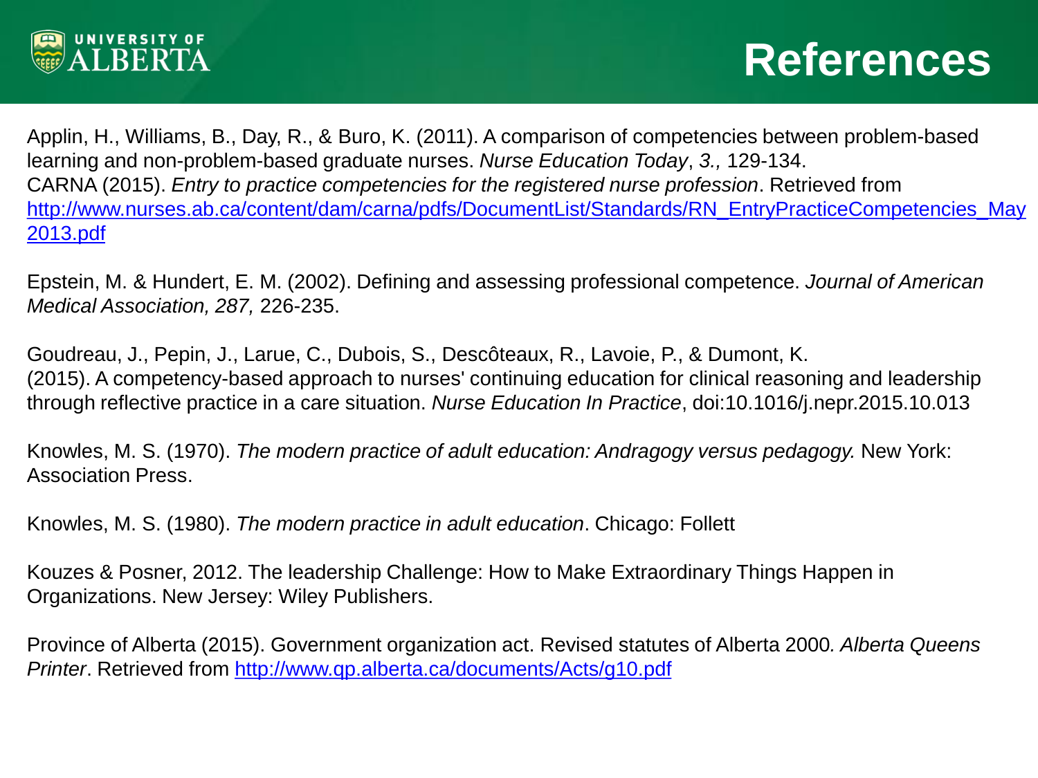# References

Applin, H., Williams, B., Day, R., & Buro, K. (2011). A comparison of competencies between problem-based learning and non-problem-based graduate nurses. *Nurse Education Today*, *3.,* 129-134.
CARNA (2015). *Entry to practice competencies for the registered nurse profession*. Retrieved from http://www.nurses.ab.ca/content/dam/carna/pdfs/DocumentList/Standards/RN_EntryPracticeCompetencies_May2013.pdf

Epstein, M. & Hundert, E. M. (2002). Defining and assessing professional competence. *Journal of American Medical Association, 287,* 226-235.

Goudreau, J., Pepin, J., Larue, C., Dubois, S., Descôteaux, R., Lavoie, P., & Dumont, K. (2015). A competency-based approach to nurses' continuing education for clinical reasoning and leadership through reflective practice in a care situation. *Nurse Education In Practice*, doi:10.1016/j.nepr.2015.10.013

Knowles, M. S. (1970). *The modern practice of adult education: Andragogy versus pedagogy.* New York: Association Press.

Knowles, M. S. (1980). *The modern practice in adult education*. Chicago: Follett

Kouzes & Posner, 2012. The leadership Challenge: How to Make Extraordinary Things Happen in Organizations. New Jersey: Wiley Publishers.

Province of Alberta (2015). Government organization act. Revised statutes of Alberta 2000*. Alberta Queens Printer*. Retrieved from http://www.qp.alberta.ca/documents/Acts/g10.pdf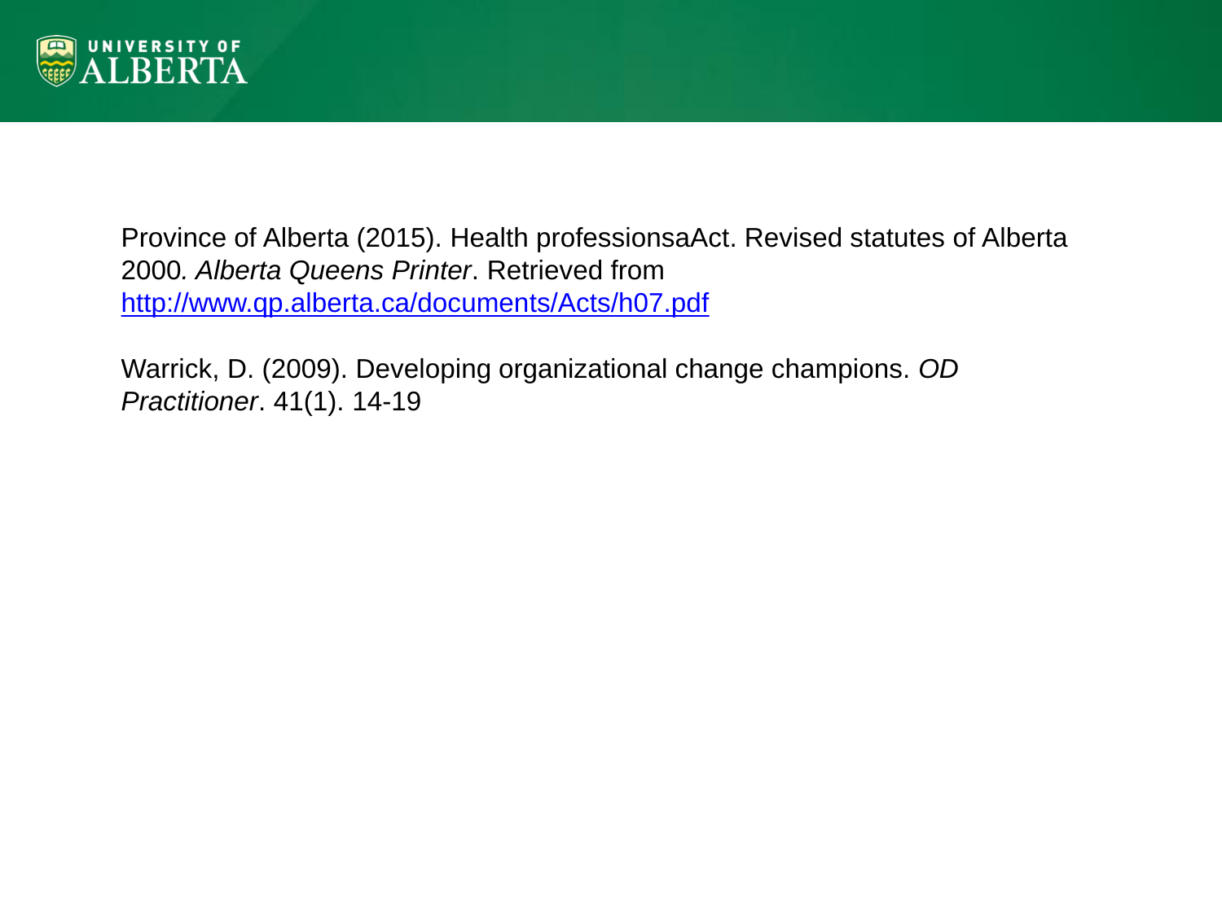Province of Alberta (2015). Health professionsaAct. Revised statutes of Alberta 2000. *Alberta Queens Printer*. Retrieved from http://www.qp.alberta.ca/documents/Acts/h07.pdf

Warrick, D. (2009). Developing organizational change champions. *OD Practitioner*. 41(1). 14-19